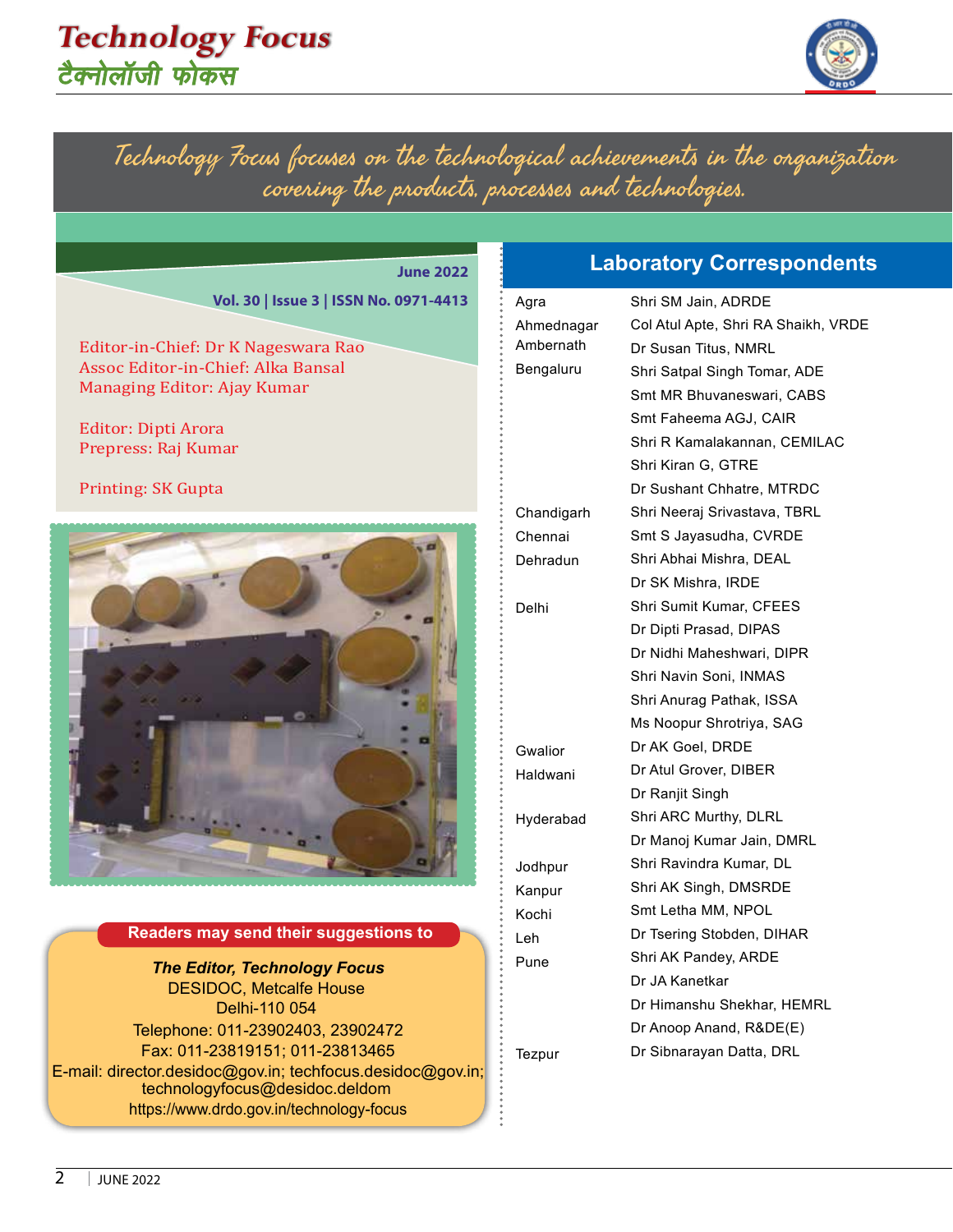# Technology Focus
## टैक्नोलॉजी फोकस

*Technology Focus focuses on the technological achievements in the organization covering the products, processes and technologies.*

**June 2022**

**Vol. 30 | Issue 3 | ISSN No. 0971-4413**

Editor-in-Chief: Dr K Nageswara Rao
Assoc Editor-in-Chief: Alka Bansal
Managing Editor: Ajay Kumar

Editor: Dipti Arora
Prepress: Raj Kumar

Printing: SK Gupta

**Readers may send their suggestions to**

***The Editor, Technology Focus***
DESIDOC, Metcalfe House
Delhi-110 054
Telephone: 011-23902403, 23902472
Fax: 011-23819151; 011-23813465
E-mail: director.desidoc@gov.in; techfocus.desidoc@gov.in; technologyfocus@desidoc.deldom
https://www.drdo.gov.in/technology-focus

## Laboratory Correspondents

| | |
|---|---|
| Agra | Shri SM Jain, ADRDE |
| Ahmednagar | Col Atul Apte, Shri RA Shaikh, VRDE |
| Ambernath | Dr Susan Titus, NMRL |
| Bengaluru | Shri Satpal Singh Tomar, ADE |
| | Smt MR Bhuvaneswari, CABS |
| | Smt Faheema AGJ, CAIR |
| | Shri R Kamalakannan, CEMILAC |
| | Shri Kiran G, GTRE |
| | Dr Sushant Chhatre, MTRDC |
| Chandigarh | Shri Neeraj Srivastava, TBRL |
| Chennai | Smt S Jayasudha, CVRDE |
| Dehradun | Shri Abhai Mishra, DEAL |
| | Dr SK Mishra, IRDE |
| Delhi | Shri Sumit Kumar, CFEES |
| | Dr Dipti Prasad, DIPAS |
| | Dr Nidhi Maheshwari, DIPR |
| | Shri Navin Soni, INMAS |
| | Shri Anurag Pathak, ISSA |
| | Ms Noopur Shrotriya, SAG |
| Gwalior | Dr AK Goel, DRDE |
| Haldwani | Dr Atul Grover, DIBER |
| | Dr Ranjit Singh |
| Hyderabad | Shri ARC Murthy, DLRL |
| | Dr Manoj Kumar Jain, DMRL |
| Jodhpur | Shri Ravindra Kumar, DL |
| Kanpur | Shri AK Singh, DMSRDE |
| Kochi | Smt Letha MM, NPOL |
| Leh | Dr Tsering Stobden, DIHAR |
| Pune | Shri AK Pandey, ARDE |
| | Dr JA Kanetkar |
| | Dr Himanshu Shekhar, HEMRL |
| | Dr Anoop Anand, R&DE(E) |
| Tezpur | Dr Sibnarayan Datta, DRL |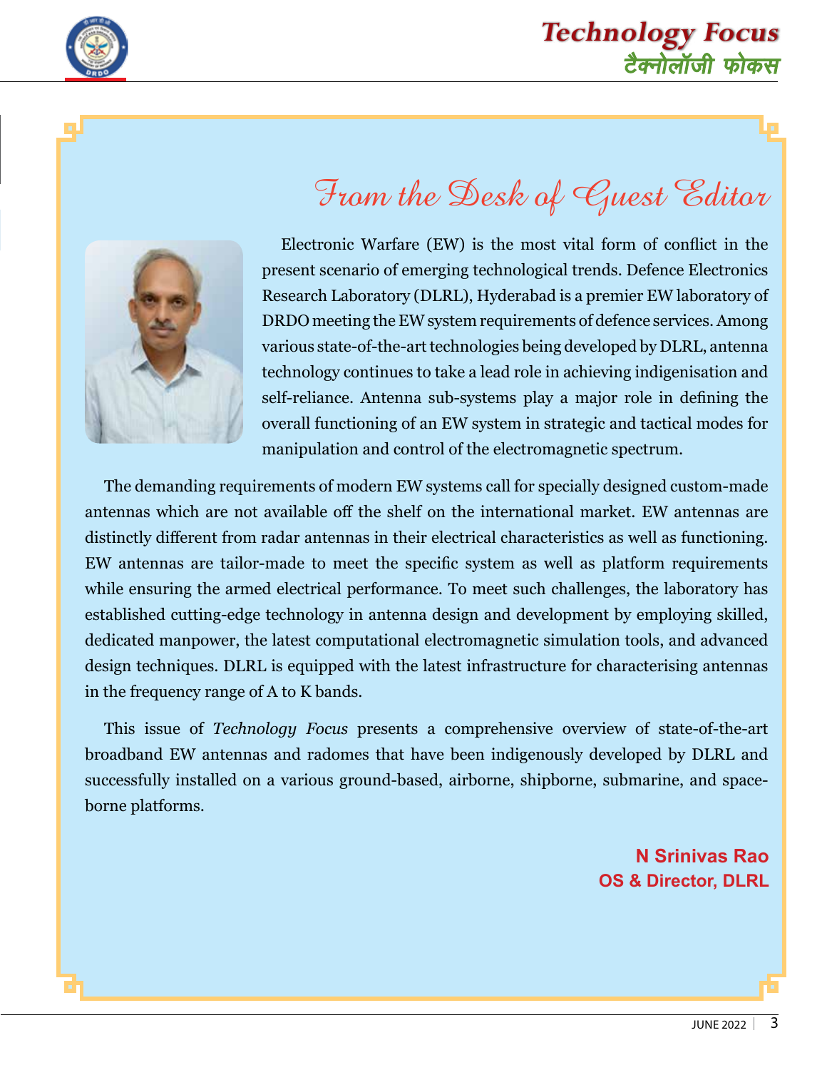# From the Desk of Guest Editor

Electronic Warfare (EW) is the most vital form of conflict in the present scenario of emerging technological trends. Defence Electronics Research Laboratory (DLRL), Hyderabad is a premier EW laboratory of DRDO meeting the EW system requirements of defence services. Among various state-of-the-art technologies being developed by DLRL, antenna technology continues to take a lead role in achieving indigenisation and self-reliance. Antenna sub-systems play a major role in defining the overall functioning of an EW system in strategic and tactical modes for manipulation and control of the electromagnetic spectrum.

The demanding requirements of modern EW systems call for specially designed custom-made antennas which are not available off the shelf on the international market. EW antennas are distinctly different from radar antennas in their electrical characteristics as well as functioning. EW antennas are tailor-made to meet the specific system as well as platform requirements while ensuring the armed electrical performance. To meet such challenges, the laboratory has established cutting-edge technology in antenna design and development by employing skilled, dedicated manpower, the latest computational electromagnetic simulation tools, and advanced design techniques. DLRL is equipped with the latest infrastructure for characterising antennas in the frequency range of A to K bands.

This issue of *Technology Focus* presents a comprehensive overview of state-of-the-art broadband EW antennas and radomes that have been indigenously developed by DLRL and successfully installed on a various ground-based, airborne, shipborne, submarine, and space-borne platforms.

**N Srinivas Rao**
**OS & Director, DLRL**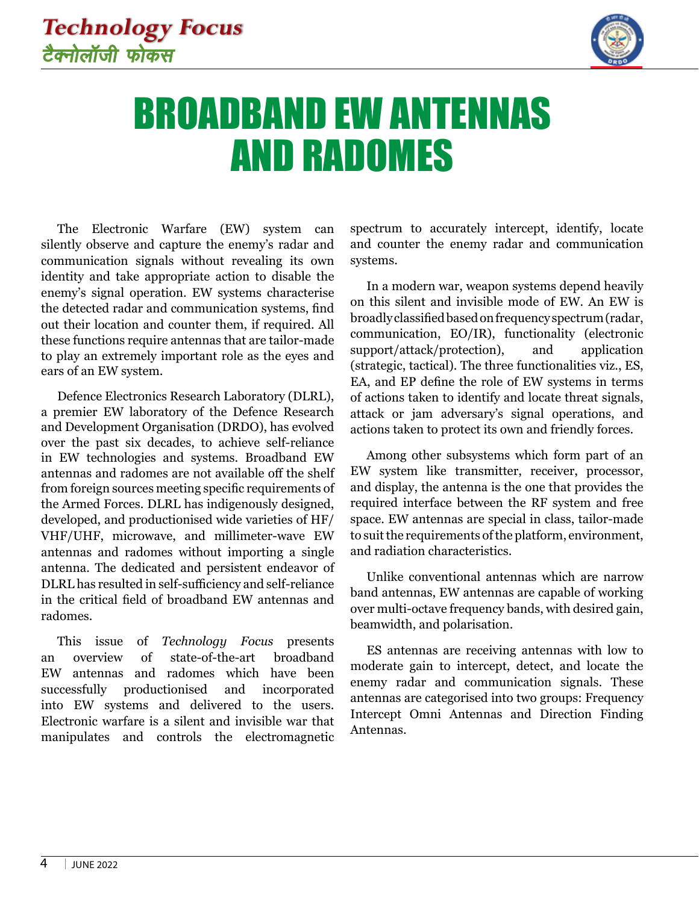# BROADBAND EW ANTENNAS AND RADOMES

The Electronic Warfare (EW) system can silently observe and capture the enemy's radar and communication signals without revealing its own identity and take appropriate action to disable the enemy's signal operation. EW systems characterise the detected radar and communication systems, find out their location and counter them, if required. All these functions require antennas that are tailor-made to play an extremely important role as the eyes and ears of an EW system.

Defence Electronics Research Laboratory (DLRL), a premier EW laboratory of the Defence Research and Development Organisation (DRDO), has evolved over the past six decades, to achieve self-reliance in EW technologies and systems. Broadband EW antennas and radomes are not available off the shelf from foreign sources meeting specific requirements of the Armed Forces. DLRL has indigenously designed, developed, and productionised wide varieties of HF/VHF/UHF, microwave, and millimeter-wave EW antennas and radomes without importing a single antenna. The dedicated and persistent endeavor of DLRL has resulted in self-sufficiency and self-reliance in the critical field of broadband EW antennas and radomes.

This issue of *Technology Focus* presents an overview of state-of-the-art broadband EW antennas and radomes which have been successfully productionised and incorporated into EW systems and delivered to the users. Electronic warfare is a silent and invisible war that manipulates and controls the electromagnetic spectrum to accurately intercept, identify, locate and counter the enemy radar and communication systems.

In a modern war, weapon systems depend heavily on this silent and invisible mode of EW. An EW is broadly classified based on frequency spectrum (radar, communication, EO/IR), functionality (electronic support/attack/protection), and application (strategic, tactical). The three functionalities viz., ES, EA, and EP define the role of EW systems in terms of actions taken to identify and locate threat signals, attack or jam adversary's signal operations, and actions taken to protect its own and friendly forces.

Among other subsystems which form part of an EW system like transmitter, receiver, processor, and display, the antenna is the one that provides the required interface between the RF system and free space. EW antennas are special in class, tailor-made to suit the requirements of the platform, environment, and radiation characteristics.

Unlike conventional antennas which are narrow band antennas, EW antennas are capable of working over multi-octave frequency bands, with desired gain, beamwidth, and polarisation.

ES antennas are receiving antennas with low to moderate gain to intercept, detect, and locate the enemy radar and communication signals. These antennas are categorised into two groups: Frequency Intercept Omni Antennas and Direction Finding Antennas.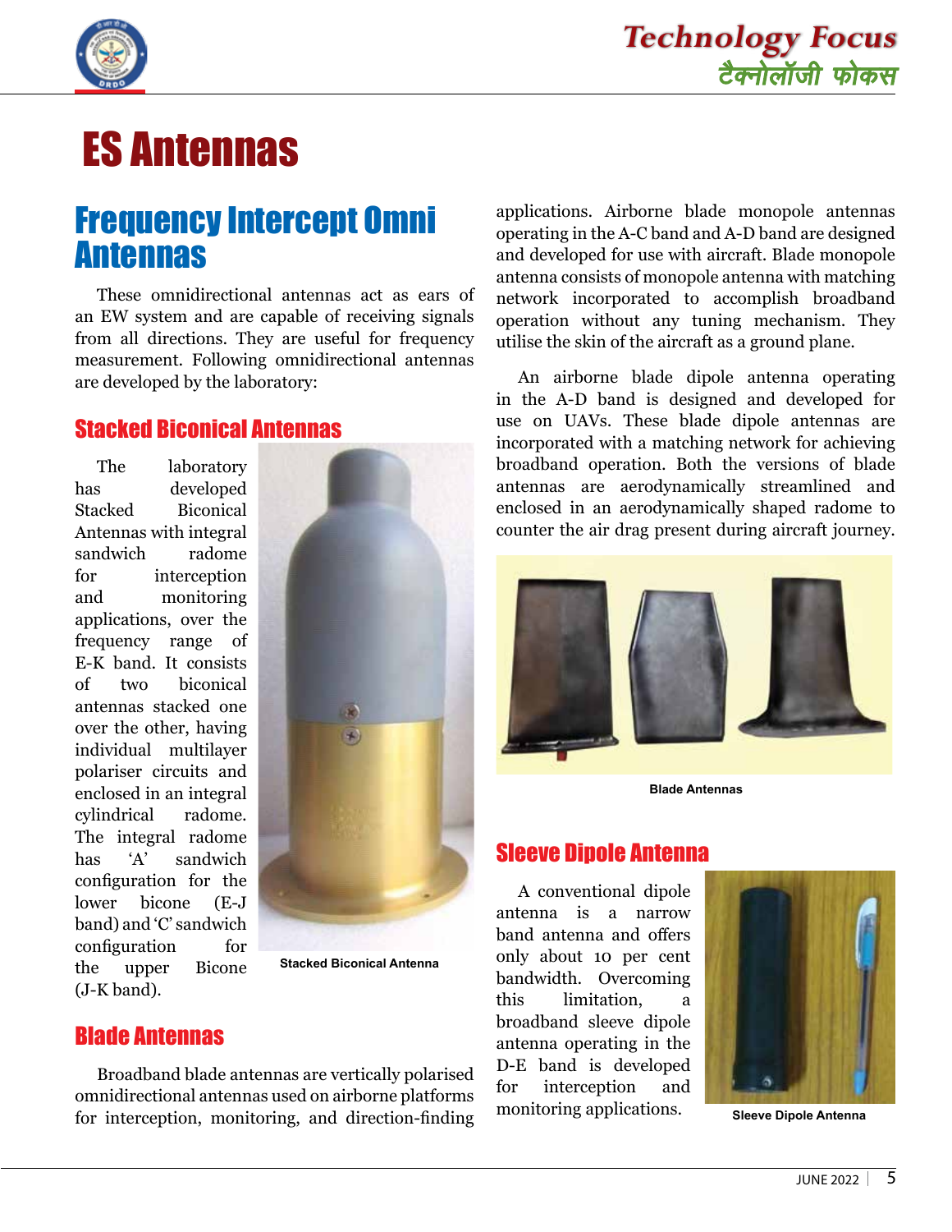# ES Antennas

## Frequency Intercept Omni Antennas

These omnidirectional antennas act as ears of an EW system and are capable of receiving signals from all directions. They are useful for frequency measurement. Following omnidirectional antennas are developed by the laboratory:

### Stacked Biconical Antennas

The laboratory has developed Stacked Biconical Antennas with integral sandwich radome for interception and monitoring applications, over the frequency range of E-K band. It consists of two biconical antennas stacked one over the other, having individual multilayer polariser circuits and enclosed in an integral cylindrical radome. The integral radome has 'A' sandwich configuration for the lower bicone (E-J band) and 'C' sandwich configuration for the upper Bicone (J-K band).

Stacked Biconical Antenna

### Blade Antennas

Broadband blade antennas are vertically polarised omnidirectional antennas used on airborne platforms for interception, monitoring, and direction-finding applications. Airborne blade monopole antennas operating in the A-C band and A-D band are designed and developed for use with aircraft. Blade monopole antenna consists of monopole antenna with matching network incorporated to accomplish broadband operation without any tuning mechanism. They utilise the skin of the aircraft as a ground plane.

An airborne blade dipole antenna operating in the A-D band is designed and developed for use on UAVs. These blade dipole antennas are incorporated with a matching network for achieving broadband operation. Both the versions of blade antennas are aerodynamically streamlined and enclosed in an aerodynamically shaped radome to counter the air drag present during aircraft journey.

Blade Antennas

### Sleeve Dipole Antenna

A conventional dipole antenna is a narrow band antenna and offers only about 10 per cent bandwidth. Overcoming this limitation, a broadband sleeve dipole antenna operating in the D-E band is developed for interception and monitoring applications.

Sleeve Dipole Antenna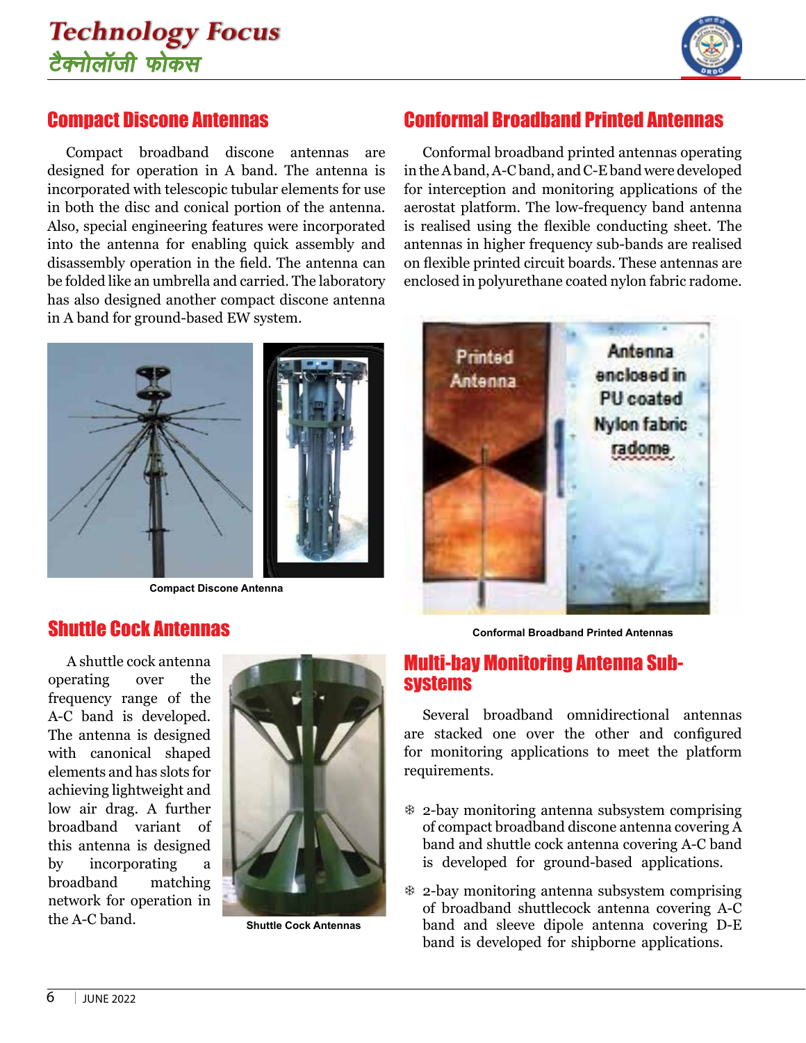## Compact Discone Antennas

Compact broadband discone antennas are designed for operation in A band. The antenna is incorporated with telescopic tubular elements for use in both the disc and conical portion of the antenna. Also, special engineering features were incorporated into the antenna for enabling quick assembly and disassembly operation in the field. The antenna can be folded like an umbrella and carried. The laboratory has also designed another compact discone antenna in A band for ground-based EW system.

Compact Discone Antenna

## Shuttle Cock Antennas

A shuttle cock antenna operating over the frequency range of the A-C band is developed. The antenna is designed with canonical shaped elements and has slots for achieving lightweight and low air drag. A further broadband variant of this antenna is designed by incorporating a broadband matching network for operation in the A-C band.

Shuttle Cock Antennas

## Conformal Broadband Printed Antennas

Conformal broadband printed antennas operating in the A band, A-C band, and C-E band were developed for interception and monitoring applications of the aerostat platform. The low-frequency band antenna is realised using the flexible conducting sheet. The antennas in higher frequency sub-bands are realised on flexible printed circuit boards. These antennas are enclosed in polyurethane coated nylon fabric radome.

Conformal Broadband Printed Antennas

## Multi-bay Monitoring Antenna Sub-systems

Several broadband omnidirectional antennas are stacked one over the other and configured for monitoring applications to meet the platform requirements.

- 2-bay monitoring antenna subsystem comprising of compact broadband discone antenna covering A band and shuttle cock antenna covering A-C band is developed for ground-based applications.
- 2-bay monitoring antenna subsystem comprising of broadband shuttlecock antenna covering A-C band and sleeve dipole antenna covering D-E band is developed for shipborne applications.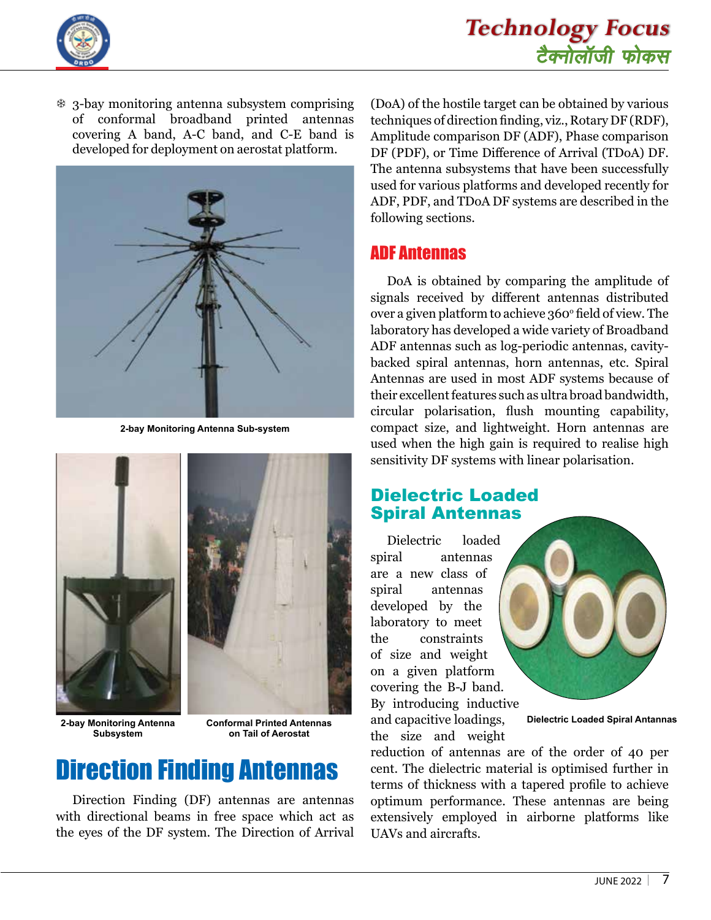- 3-bay monitoring antenna subsystem comprising of conformal broadband printed antennas covering A band, A-C band, and C-E band is developed for deployment on aerostat platform.

2-bay Monitoring Antenna Sub-system

2-bay Monitoring Antenna Subsystem

Conformal Printed Antennas on Tail of Aerostat

# Direction Finding Antennas

Direction Finding (DF) antennas are antennas with directional beams in free space which act as the eyes of the DF system. The Direction of Arrival (DoA) of the hostile target can be obtained by various techniques of direction finding, viz., Rotary DF (RDF), Amplitude comparison DF (ADF), Phase comparison DF (PDF), or Time Difference of Arrival (TDoA) DF. The antenna subsystems that have been successfully used for various platforms and developed recently for ADF, PDF, and TDoA DF systems are described in the following sections.

## ADF Antennas

DoA is obtained by comparing the amplitude of signals received by different antennas distributed over a given platform to achieve 360° field of view. The laboratory has developed a wide variety of Broadband ADF antennas such as log-periodic antennas, cavity-backed spiral antennas, horn antennas, etc. Spiral Antennas are used in most ADF systems because of their excellent features such as ultra broad bandwidth, circular polarisation, flush mounting capability, compact size, and lightweight. Horn antennas are used when the high gain is required to realise high sensitivity DF systems with linear polarisation.

## Dielectric Loaded Spiral Antennas

Dielectric loaded spiral antennas are a new class of spiral antennas developed by the laboratory to meet the constraints of size and weight on a given platform covering the B-J band. By introducing inductive and capacitive loadings, the size and weight reduction of antennas are of the order of 40 per cent. The dielectric material is optimised further in terms of thickness with a tapered profile to achieve optimum performance. These antennas are being extensively employed in airborne platforms like UAVs and aircrafts.

Dielectric Loaded Spiral Antannas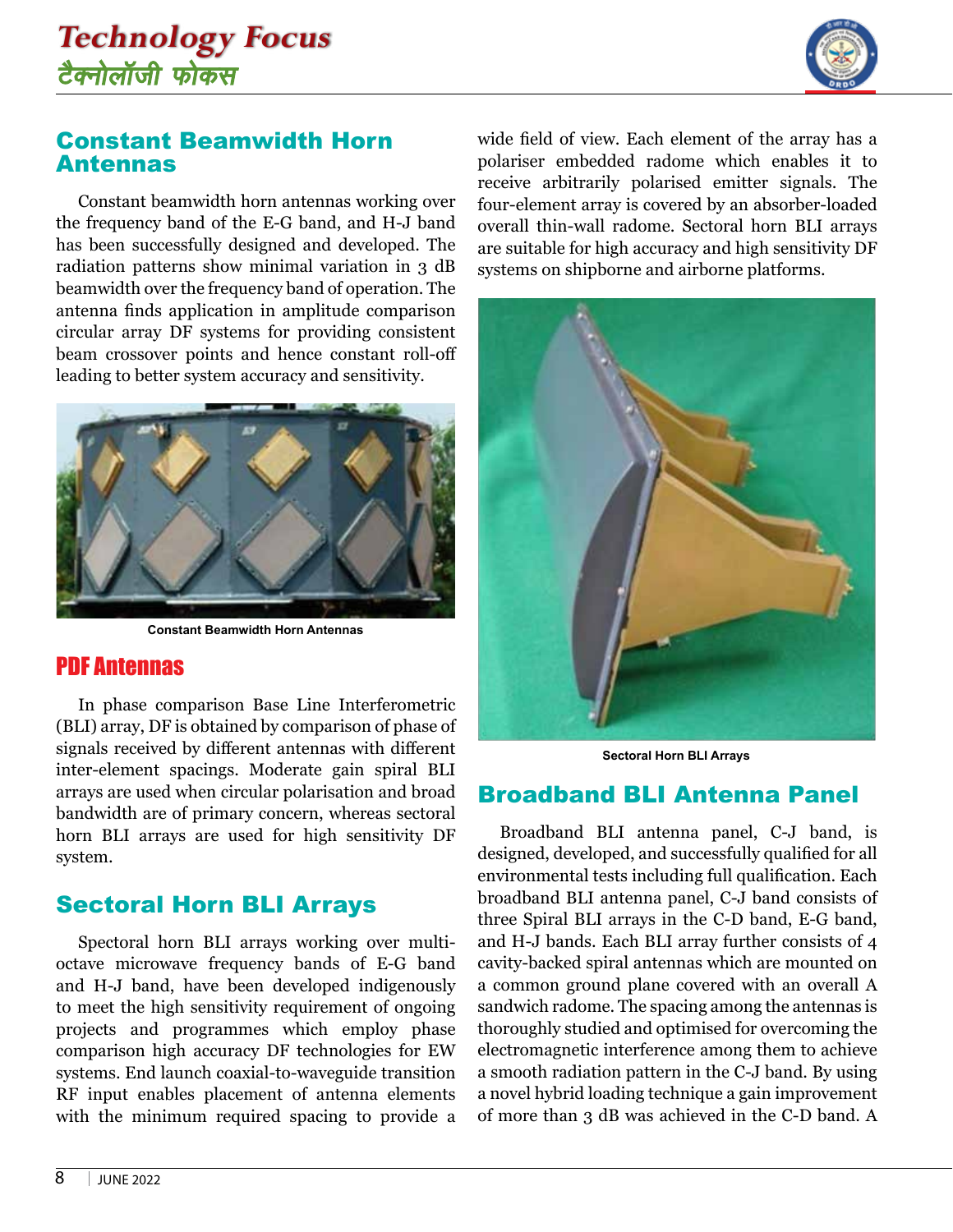## Constant Beamwidth Horn Antennas

Constant beamwidth horn antennas working over the frequency band of the E-G band, and H-J band has been successfully designed and developed. The radiation patterns show minimal variation in 3 dB beamwidth over the frequency band of operation. The antenna finds application in amplitude comparison circular array DF systems for providing consistent beam crossover points and hence constant roll-off leading to better system accuracy and sensitivity.

Constant Beamwidth Horn Antennas

## PDF Antennas

In phase comparison Base Line Interferometric (BLI) array, DF is obtained by comparison of phase of signals received by different antennas with different inter-element spacings. Moderate gain spiral BLI arrays are used when circular polarisation and broad bandwidth are of primary concern, whereas sectoral horn BLI arrays are used for high sensitivity DF system.

## Sectoral Horn BLI Arrays

Spectoral horn BLI arrays working over multi-octave microwave frequency bands of E-G band and H-J band, have been developed indigenously to meet the high sensitivity requirement of ongoing projects and programmes which employ phase comparison high accuracy DF technologies for EW systems. End launch coaxial-to-waveguide transition RF input enables placement of antenna elements with the minimum required spacing to provide a wide field of view. Each element of the array has a polariser embedded radome which enables it to receive arbitrarily polarised emitter signals. The four-element array is covered by an absorber-loaded overall thin-wall radome. Sectoral horn BLI arrays are suitable for high accuracy and high sensitivity DF systems on shipborne and airborne platforms.

Sectoral Horn BLI Arrays

## Broadband BLI Antenna Panel

Broadband BLI antenna panel, C-J band, is designed, developed, and successfully qualified for all environmental tests including full qualification. Each broadband BLI antenna panel, C-J band consists of three Spiral BLI arrays in the C-D band, E-G band, and H-J bands. Each BLI array further consists of 4 cavity-backed spiral antennas which are mounted on a common ground plane covered with an overall A sandwich radome. The spacing among the antennas is thoroughly studied and optimised for overcoming the electromagnetic interference among them to achieve a smooth radiation pattern in the C-J band. By using a novel hybrid loading technique a gain improvement of more than 3 dB was achieved in the C-D band. A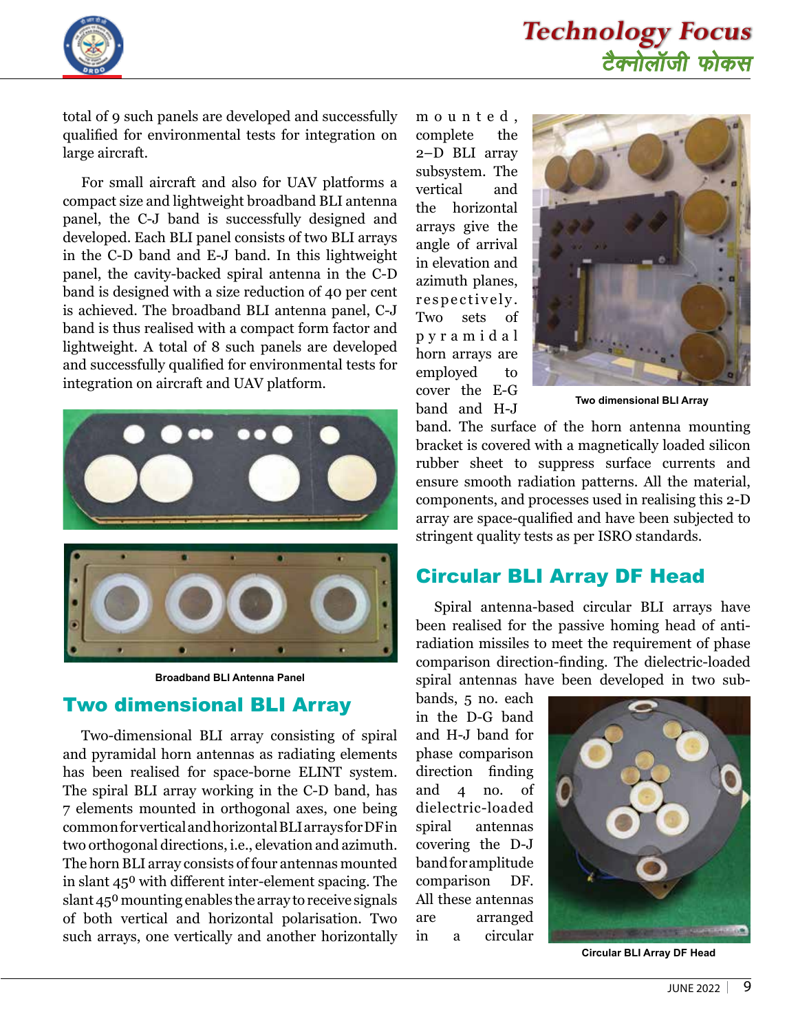total of 9 such panels are developed and successfully qualified for environmental tests for integration on large aircraft.

For small aircraft and also for UAV platforms a compact size and lightweight broadband BLI antenna panel, the C-J band is successfully designed and developed. Each BLI panel consists of two BLI arrays in the C-D band and E-J band. In this lightweight panel, the cavity-backed spiral antenna in the C-D band is designed with a size reduction of 40 per cent is achieved. The broadband BLI antenna panel, C-J band is thus realised with a compact form factor and lightweight. A total of 8 such panels are developed and successfully qualified for environmental tests for integration on aircraft and UAV platform.

Broadband BLI Antenna Panel

## Two dimensional BLI Array

Two-dimensional BLI array consisting of spiral and pyramidal horn antennas as radiating elements has been realised for space-borne ELINT system. The spiral BLI array working in the C-D band, has 7 elements mounted in orthogonal axes, one being common for vertical and horizontal BLI arrays for DF in two orthogonal directions, i.e., elevation and azimuth. The horn BLI array consists of four antennas mounted in slant 45$^0$ with different inter-element spacing. The slant 45$^0$ mounting enables the array to receive signals of both vertical and horizontal polarisation. Two such arrays, one vertically and another horizontally mounted, complete the 2–D BLI array subsystem. The vertical and the horizontal arrays give the angle of arrival in elevation and azimuth planes, respectively. Two sets of pyramidal horn arrays are employed to cover the E-G band and H-J band. The surface of the horn antenna mounting bracket is covered with a magnetically loaded silicon rubber sheet to suppress surface currents and ensure smooth radiation patterns. All the material, components, and processes used in realising this 2-D array are space-qualified and have been subjected to stringent quality tests as per ISRO standards.

Two dimensional BLI Array

## Circular BLI Array DF Head

Spiral antenna-based circular BLI arrays have been realised for the passive homing head of anti-radiation missiles to meet the requirement of phase comparison direction-finding. The dielectric-loaded spiral antennas have been developed in two sub-bands, 5 no. each in the D-G band and H-J band for phase comparison direction finding and 4 no. of dielectric-loaded spiral antennas covering the D-J band for amplitude comparison DF. All these antennas are arranged in a circular

Circular BLI Array DF Head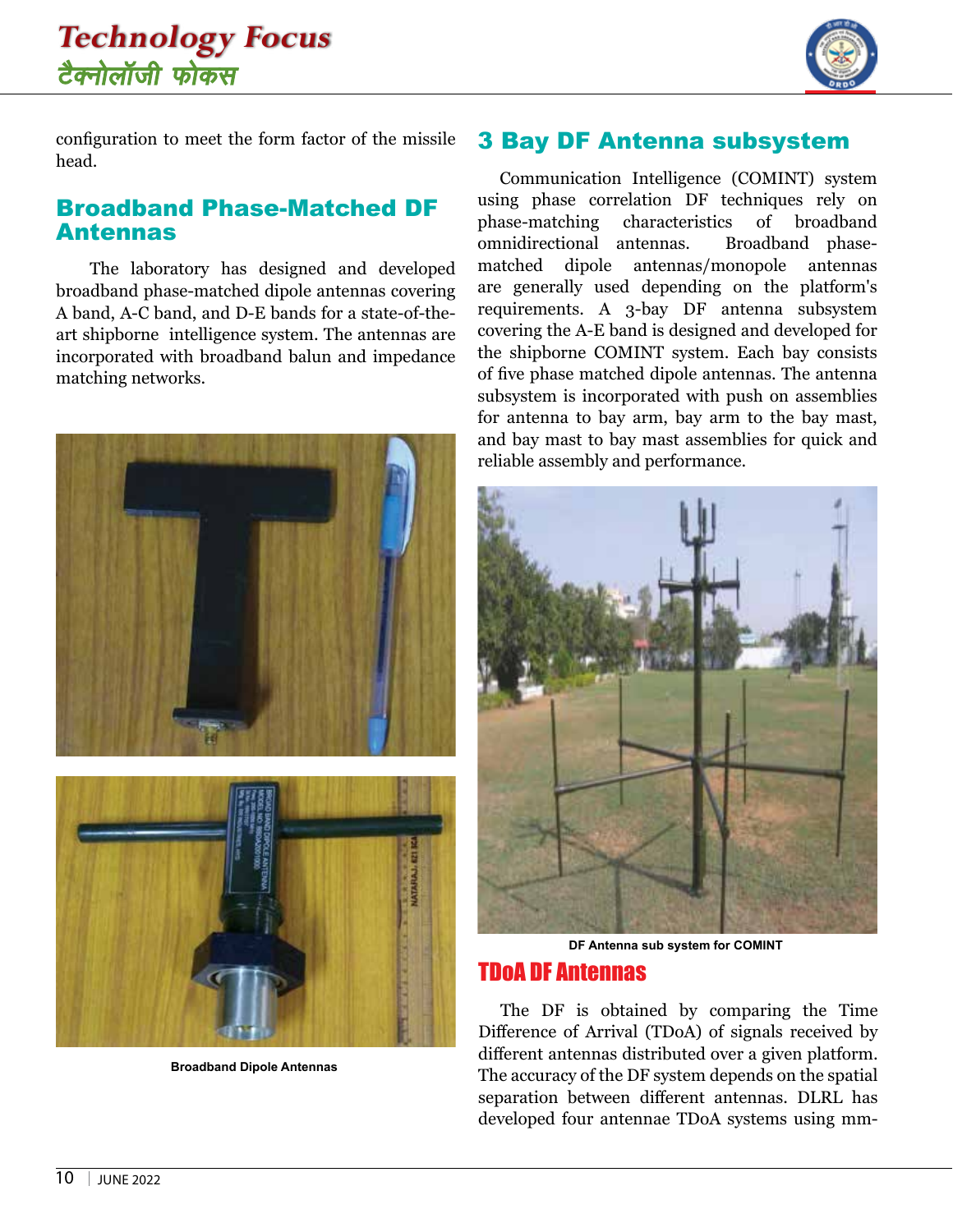configuration to meet the form factor of the missile head.

## Broadband Phase-Matched DF Antennas

The laboratory has designed and developed broadband phase-matched dipole antennas covering A band, A-C band, and D-E bands for a state-of-the-art shipborne intelligence system. The antennas are incorporated with broadband balun and impedance matching networks.

Broadband Dipole Antennas

## 3 Bay DF Antenna subsystem

Communication Intelligence (COMINT) system using phase correlation DF techniques rely on phase-matching characteristics of broadband omnidirectional antennas. Broadband phase-matched dipole antennas/monopole antennas are generally used depending on the platform's requirements. A 3-bay DF antenna subsystem covering the A-E band is designed and developed for the shipborne COMINT system. Each bay consists of five phase matched dipole antennas. The antenna subsystem is incorporated with push on assemblies for antenna to bay arm, bay arm to the bay mast, and bay mast to bay mast assemblies for quick and reliable assembly and performance.

DF Antenna sub system for COMINT

## TDoA DF Antennas

The DF is obtained by comparing the Time Difference of Arrival (TDoA) of signals received by different antennas distributed over a given platform. The accuracy of the DF system depends on the spatial separation between different antennas. DLRL has developed four antennae TDoA systems using mm-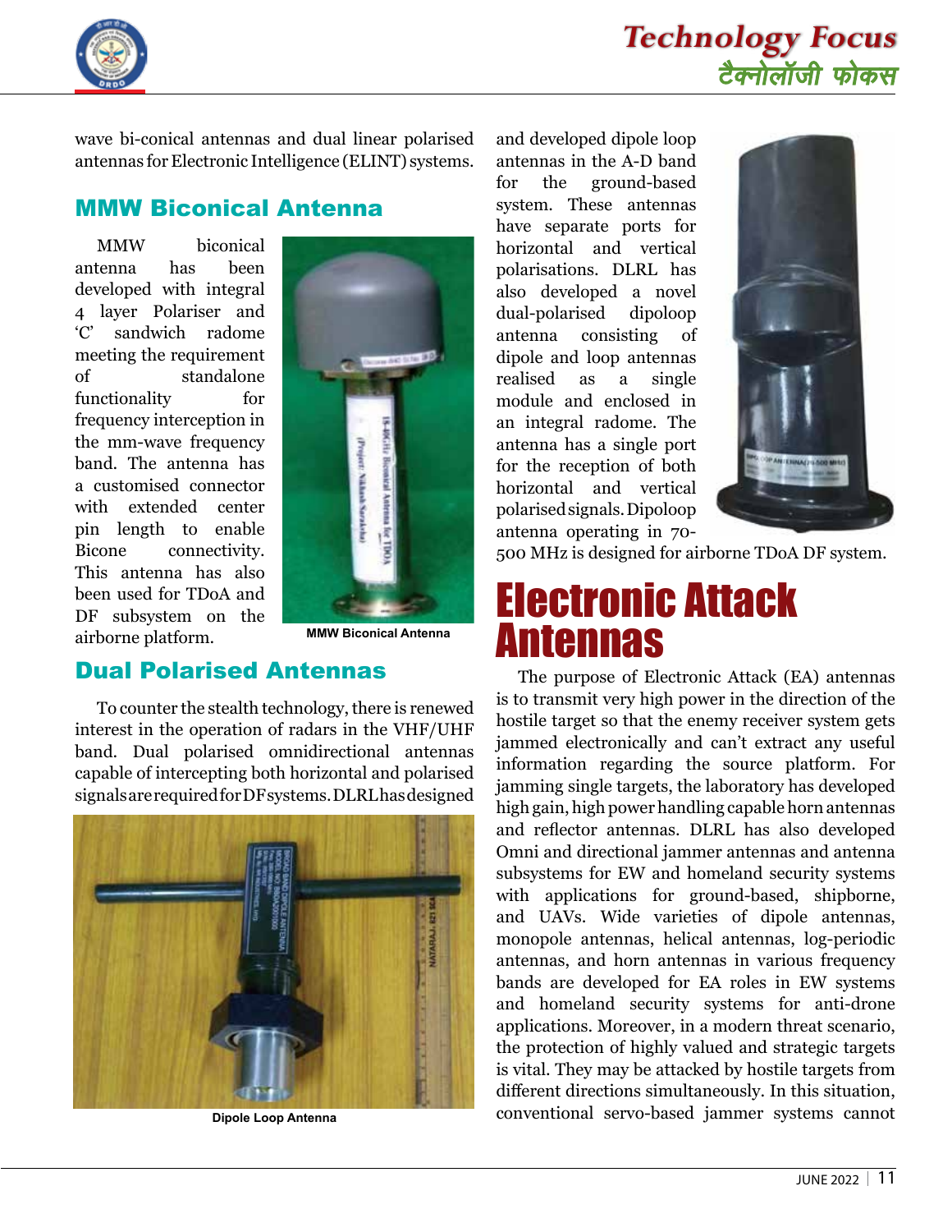wave bi-conical antennas and dual linear polarised antennas for Electronic Intelligence (ELINT) systems.

## MMW Biconical Antenna

MMW biconical antenna has been developed with integral 4 layer Polariser and 'C' sandwich radome meeting the requirement of standalone functionality for frequency interception in the mm-wave frequency band. The antenna has a customised connector with extended center pin length to enable Bicone connectivity. This antenna has also been used for TDoA and DF subsystem on the airborne platform.

MMW Biconical Antenna

## Dual Polarised Antennas

To counter the stealth technology, there is renewed interest in the operation of radars in the VHF/UHF band. Dual polarised omnidirectional antennas capable of intercepting both horizontal and polarised signals are required for DF systems. DLRL has designed and developed dipole loop antennas in the A-D band for the ground-based system. These antennas have separate ports for horizontal and vertical polarisations. DLRL has also developed a novel dual-polarised dipoloop antenna consisting of dipole and loop antennas realised as a single module and enclosed in an integral radome. The antenna has a single port for the reception of both horizontal and vertical polarised signals. Dipoloop antenna operating in 70-500 MHz is designed for airborne TDoA DF system.

Dipole Loop Antenna

# Electronic Attack Antennas

The purpose of Electronic Attack (EA) antennas is to transmit very high power in the direction of the hostile target so that the enemy receiver system gets jammed electronically and can't extract any useful information regarding the source platform. For jamming single targets, the laboratory has developed high gain, high power handling capable horn antennas and reflector antennas. DLRL has also developed Omni and directional jammer antennas and antenna subsystems for EW and homeland security systems with applications for ground-based, shipborne, and UAVs. Wide varieties of dipole antennas, monopole antennas, helical antennas, log-periodic antennas, and horn antennas in various frequency bands are developed for EA roles in EW systems and homeland security systems for anti-drone applications. Moreover, in a modern threat scenario, the protection of highly valued and strategic targets is vital. They may be attacked by hostile targets from different directions simultaneously. In this situation, conventional servo-based jammer systems cannot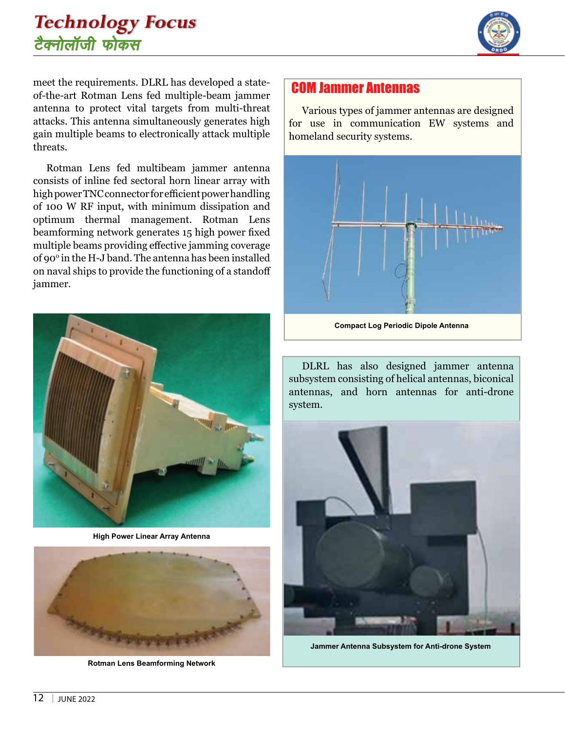meet the requirements. DLRL has developed a state-of-the-art Rotman Lens fed multiple-beam jammer antenna to protect vital targets from multi-threat attacks. This antenna simultaneously generates high gain multiple beams to electronically attack multiple threats.

Rotman Lens fed multibeam jammer antenna consists of inline fed sectoral horn linear array with high power TNC connector for efficient power handling of 100 W RF input, with minimum dissipation and optimum thermal management. Rotman Lens beamforming network generates 15 high power fixed multiple beams providing effective jamming coverage of 90° in the H-J band. The antenna has been installed on naval ships to provide the functioning of a standoff jammer.

High Power Linear Array Antenna

Rotman Lens Beamforming Network

## COM Jammer Antennas

Various types of jammer antennas are designed for use in communication EW systems and homeland security systems.

Compact Log Periodic Dipole Antenna

DLRL has also designed jammer antenna subsystem consisting of helical antennas, biconical antennas, and horn antennas for anti-drone system.

Jammer Antenna Subsystem for Anti-drone System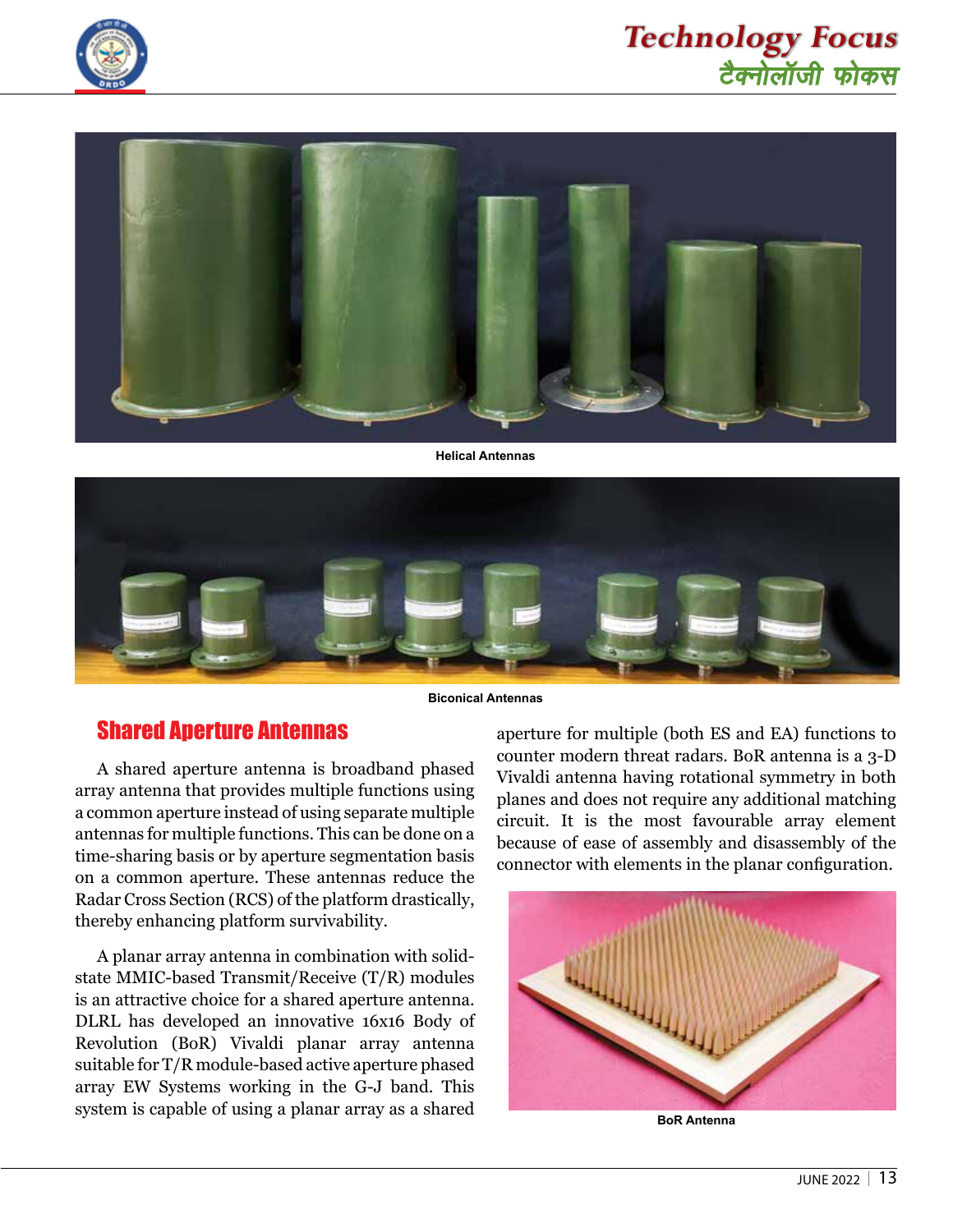Helical Antennas

Biconical Antennas

## Shared Aperture Antennas

A shared aperture antenna is broadband phased array antenna that provides multiple functions using a common aperture instead of using separate multiple antennas for multiple functions. This can be done on a time-sharing basis or by aperture segmentation basis on a common aperture. These antennas reduce the Radar Cross Section (RCS) of the platform drastically, thereby enhancing platform survivability.

A planar array antenna in combination with solid-state MMIC-based Transmit/Receive (T/R) modules is an attractive choice for a shared aperture antenna. DLRL has developed an innovative 16x16 Body of Revolution (BoR) Vivaldi planar array antenna suitable for T/R module-based active aperture phased array EW Systems working in the G-J band. This system is capable of using a planar array as a shared aperture for multiple (both ES and EA) functions to counter modern threat radars. BoR antenna is a 3-D Vivaldi antenna having rotational symmetry in both planes and does not require any additional matching circuit. It is the most favourable array element because of ease of assembly and disassembly of the connector with elements in the planar configuration.

BoR Antenna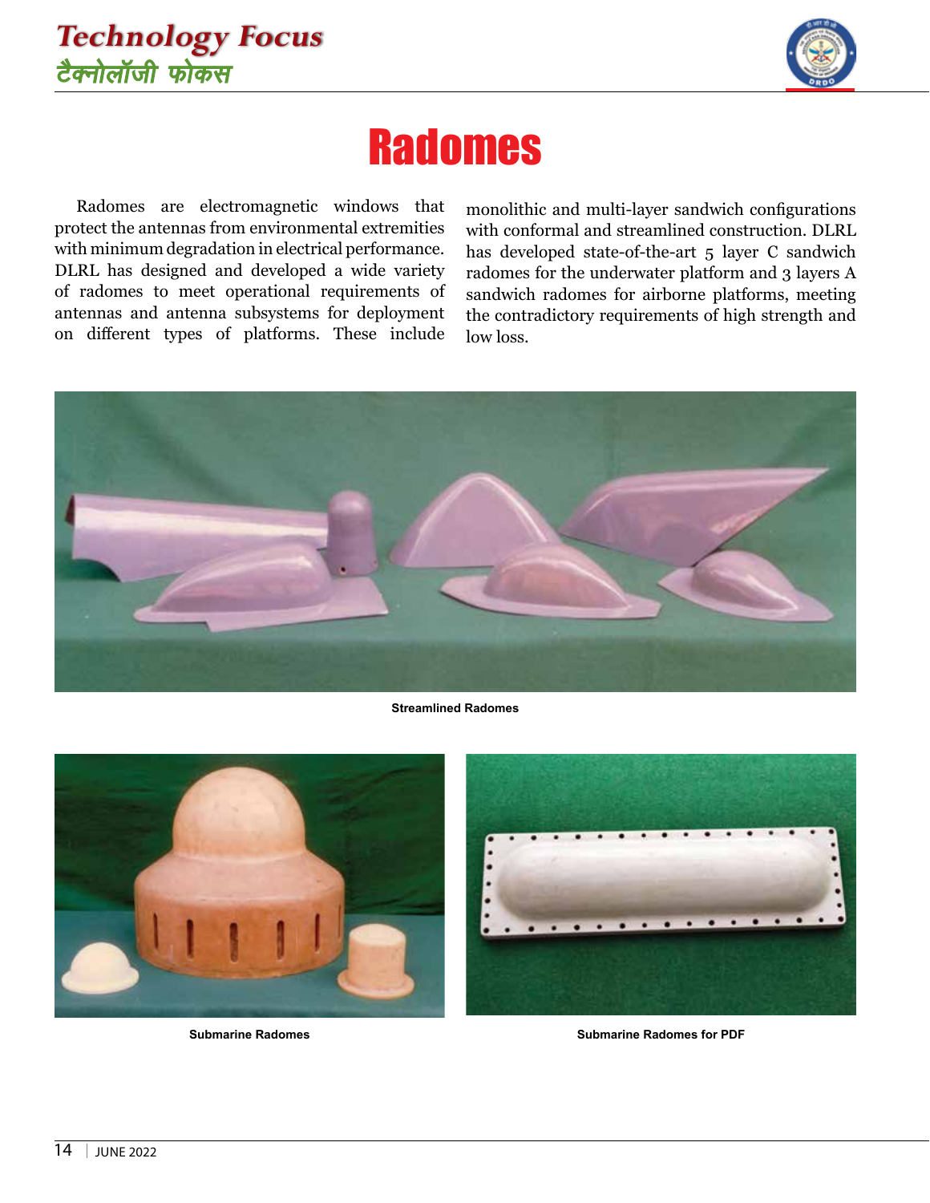# Radomes

Radomes are electromagnetic windows that protect the antennas from environmental extremities with minimum degradation in electrical performance. DLRL has designed and developed a wide variety of radomes to meet operational requirements of antennas and antenna subsystems for deployment on different types of platforms. These include monolithic and multi-layer sandwich configurations with conformal and streamlined construction. DLRL has developed state-of-the-art 5 layer C sandwich radomes for the underwater platform and 3 layers A sandwich radomes for airborne platforms, meeting the contradictory requirements of high strength and low loss.

**Streamlined Radomes**

**Submarine Radomes**

**Submarine Radomes for PDF**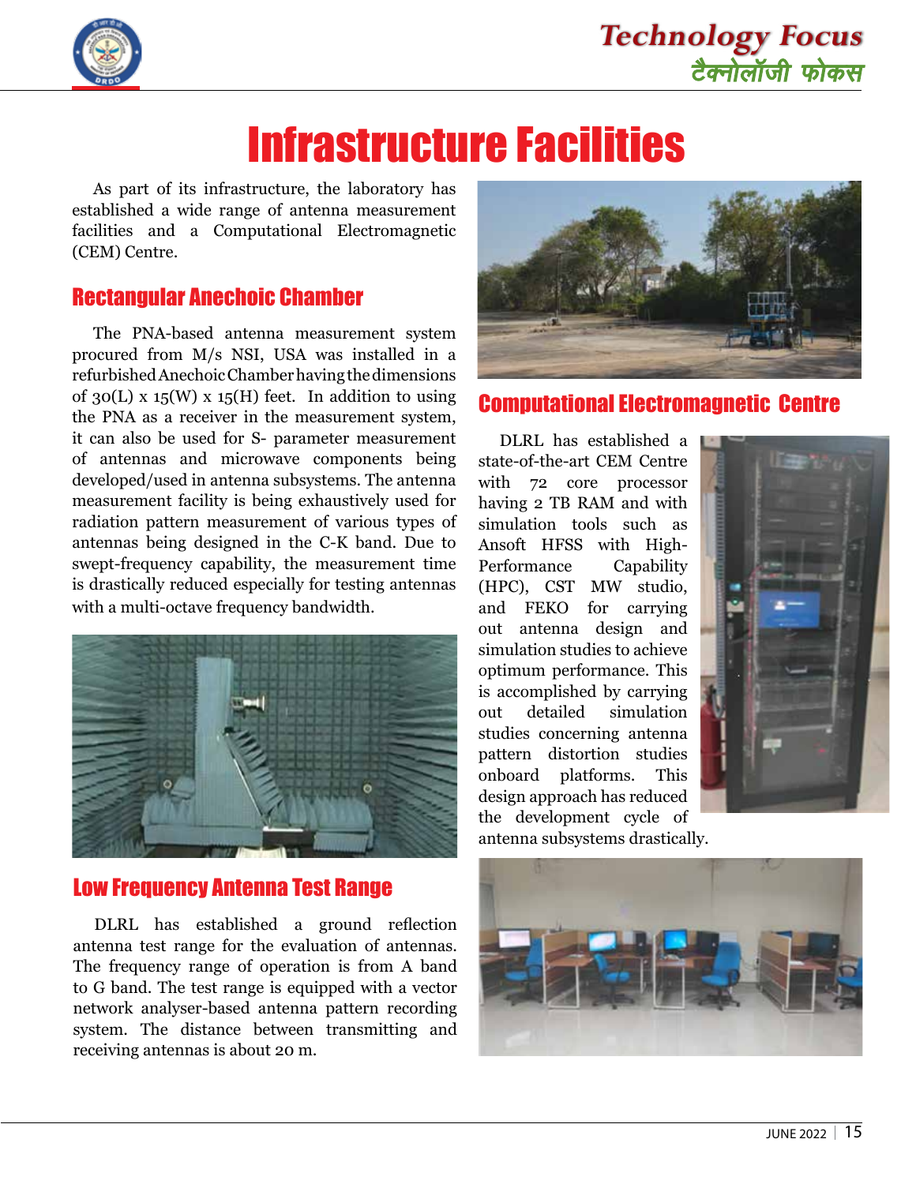# Infrastructure Facilities

As part of its infrastructure, the laboratory has established a wide range of antenna measurement facilities and a Computational Electromagnetic (CEM) Centre.

## Rectangular Anechoic Chamber

The PNA-based antenna measurement system procured from M/s NSI, USA was installed in a refurbished Anechoic Chamber having the dimensions of 30(L) x 15(W) x 15(H) feet. In addition to using the PNA as a receiver in the measurement system, it can also be used for S- parameter measurement of antennas and microwave components being developed/used in antenna subsystems. The antenna measurement facility is being exhaustively used for radiation pattern measurement of various types of antennas being designed in the C-K band. Due to swept-frequency capability, the measurement time is drastically reduced especially for testing antennas with a multi-octave frequency bandwidth.

## Low Frequency Antenna Test Range

DLRL has established a ground reflection antenna test range for the evaluation of antennas. The frequency range of operation is from A band to G band. The test range is equipped with a vector network analyser-based antenna pattern recording system. The distance between transmitting and receiving antennas is about 20 m.

## Computational Electromagnetic Centre

DLRL has established a state-of-the-art CEM Centre with 72 core processor having 2 TB RAM and with simulation tools such as Ansoft HFSS with High-Performance Capability (HPC), CST MW studio, and FEKO for carrying out antenna design and simulation studies to achieve optimum performance. This is accomplished by carrying out detailed simulation studies concerning antenna pattern distortion studies onboard platforms. This design approach has reduced the development cycle of antenna subsystems drastically.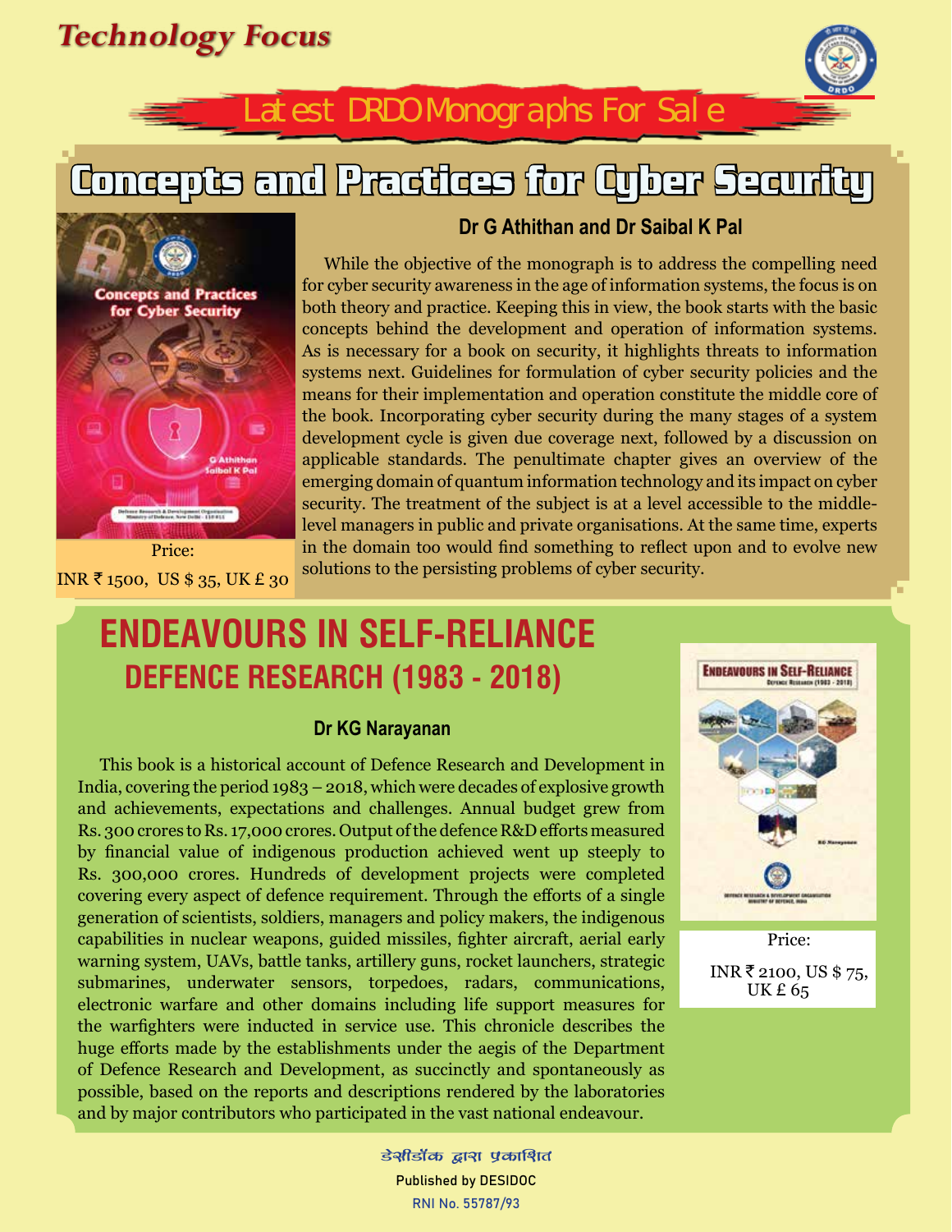# Technology Focus

## Latest DRDO Monographs For Sale

## Concepts and Practices for Cyber Security

**Dr G Athithan and Dr Saibal K Pal**

While the objective of the monograph is to address the compelling need for cyber security awareness in the age of information systems, the focus is on both theory and practice. Keeping this in view, the book starts with the basic concepts behind the development and operation of information systems. As is necessary for a book on security, it highlights threats to information systems next. Guidelines for formulation of cyber security policies and the means for their implementation and operation constitute the middle core of the book. Incorporating cyber security during the many stages of a system development cycle is given due coverage next, followed by a discussion on applicable standards. The penultimate chapter gives an overview of the emerging domain of quantum information technology and its impact on cyber security. The treatment of the subject is at a level accessible to the middle-level managers in public and private organisations. At the same time, experts in the domain too would find something to reflect upon and to evolve new solutions to the persisting problems of cyber security.

Price:
INR ₹ 1500, US $ 35, UK £ 30

## ENDEAVOURS IN SELF-RELIANCE
### DEFENCE RESEARCH (1983 - 2018)

**Dr KG Narayanan**

This book is a historical account of Defence Research and Development in India, covering the period 1983 – 2018, which were decades of explosive growth and achievements, expectations and challenges. Annual budget grew from Rs. 300 crores to Rs. 17,000 crores. Output of the defence R&D efforts measured by financial value of indigenous production achieved went up steeply to Rs. 300,000 crores. Hundreds of development projects were completed covering every aspect of defence requirement. Through the efforts of a single generation of scientists, soldiers, managers and policy makers, the indigenous capabilities in nuclear weapons, guided missiles, fighter aircraft, aerial early warning system, UAVs, battle tanks, artillery guns, rocket launchers, strategic submarines, underwater sensors, torpedoes, radars, communications, electronic warfare and other domains including life support measures for the warfighters were inducted in service use. This chronicle describes the huge efforts made by the establishments under the aegis of the Department of Defence Research and Development, as succinctly and spontaneously as possible, based on the reports and descriptions rendered by the laboratories and by major contributors who participated in the vast national endeavour.

Price:
INR ₹ 2100, US $ 75, UK £ 65

डेसीडॉक द्वारा प्रकाशित
Published by DESIDOC
RNI No. 55787/93